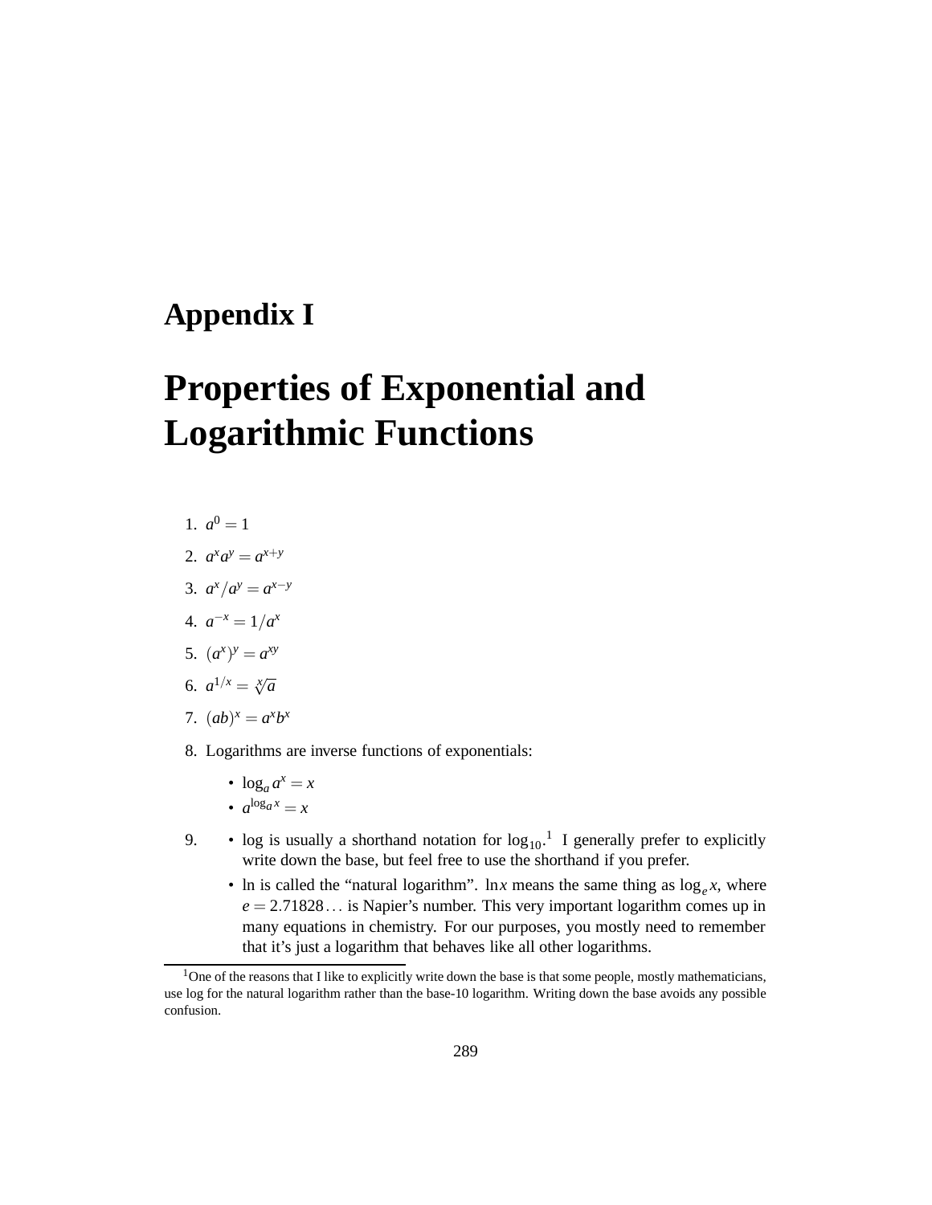# Appendix I

# Properties of Exponential and Logarithmic Functions

1. $a^0 = 1$
2. $a^x a^y = a^{x+y}$
3. $a^x / a^y = a^{x-y}$
4. $a^{-x} = 1/a^x$
5. $(a^x)^y = a^{xy}$
6. $a^{1/x} = \sqrt[x]{a}$
7. $(ab)^x = a^x b^x$
8. Logarithms are inverse functions of exponentials:
   - $\log_a a^x = x$
   - $a^{\log_a x} = x$
9. 
   - log is usually a shorthand notation for $\log_{10}$.[1] I generally prefer to explicitly write down the base, but feel free to use the shorthand if you prefer.
   - ln is called the "natural logarithm". $\ln x$ means the same thing as $\log_e x$, where $e = 2.71828\ldots$ is Napier's number. This very important logarithm comes up in many equations in chemistry. For our purposes, you mostly need to remember that it's just a logarithm that behaves like all other logarithms.

[1] One of the reasons that I like to explicitly write down the base is that some people, mostly mathematicians, use log for the natural logarithm rather than the base-10 logarithm. Writing down the base avoids any possible confusion.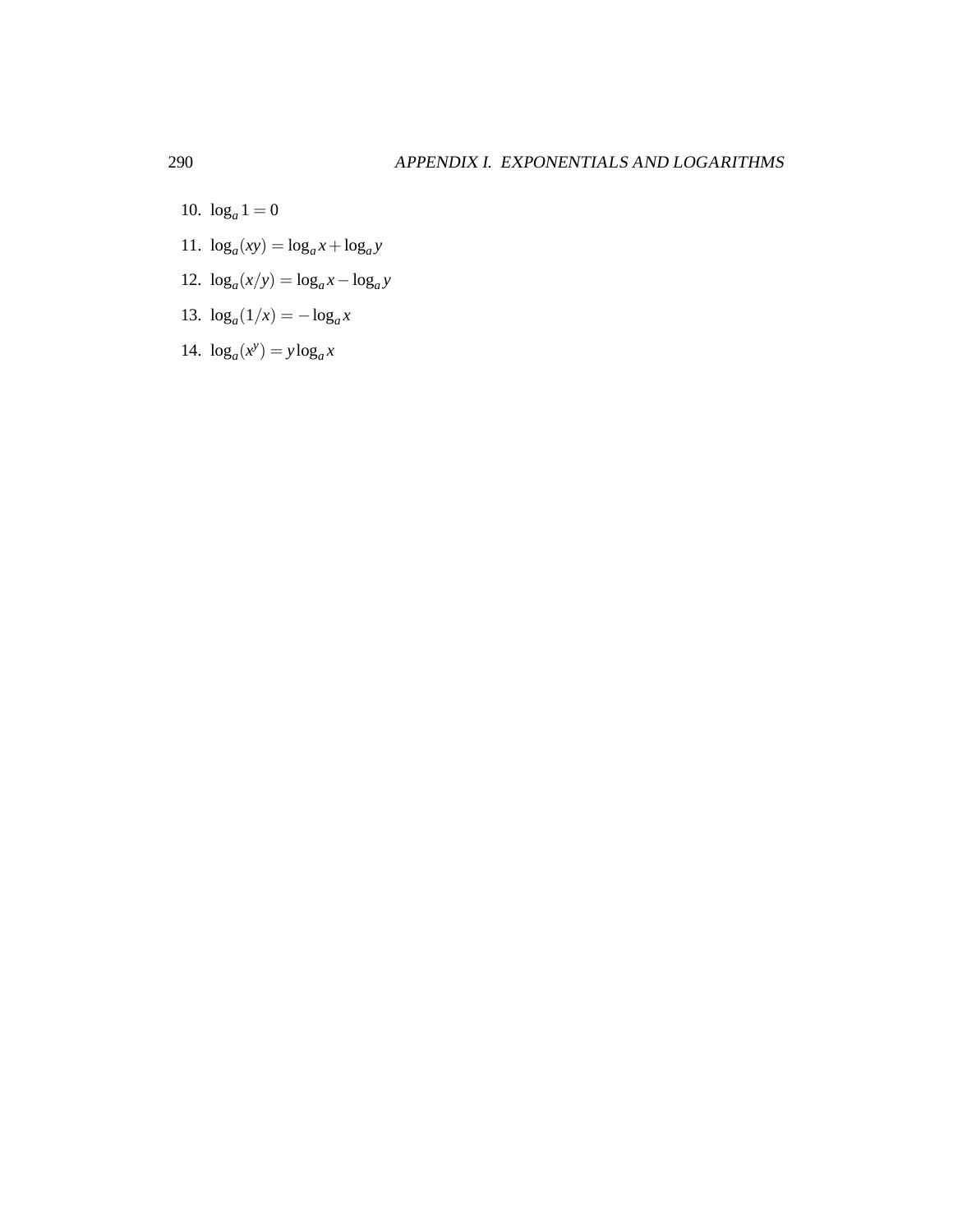10. $\log_a 1 = 0$

11. $\log_a(xy) = \log_a x + \log_a y$

12. $\log_a(x/y) = \log_a x - \log_a y$

13. $\log_a(1/x) = -\log_a x$

14. $\log_a(x^y) = y \log_a x$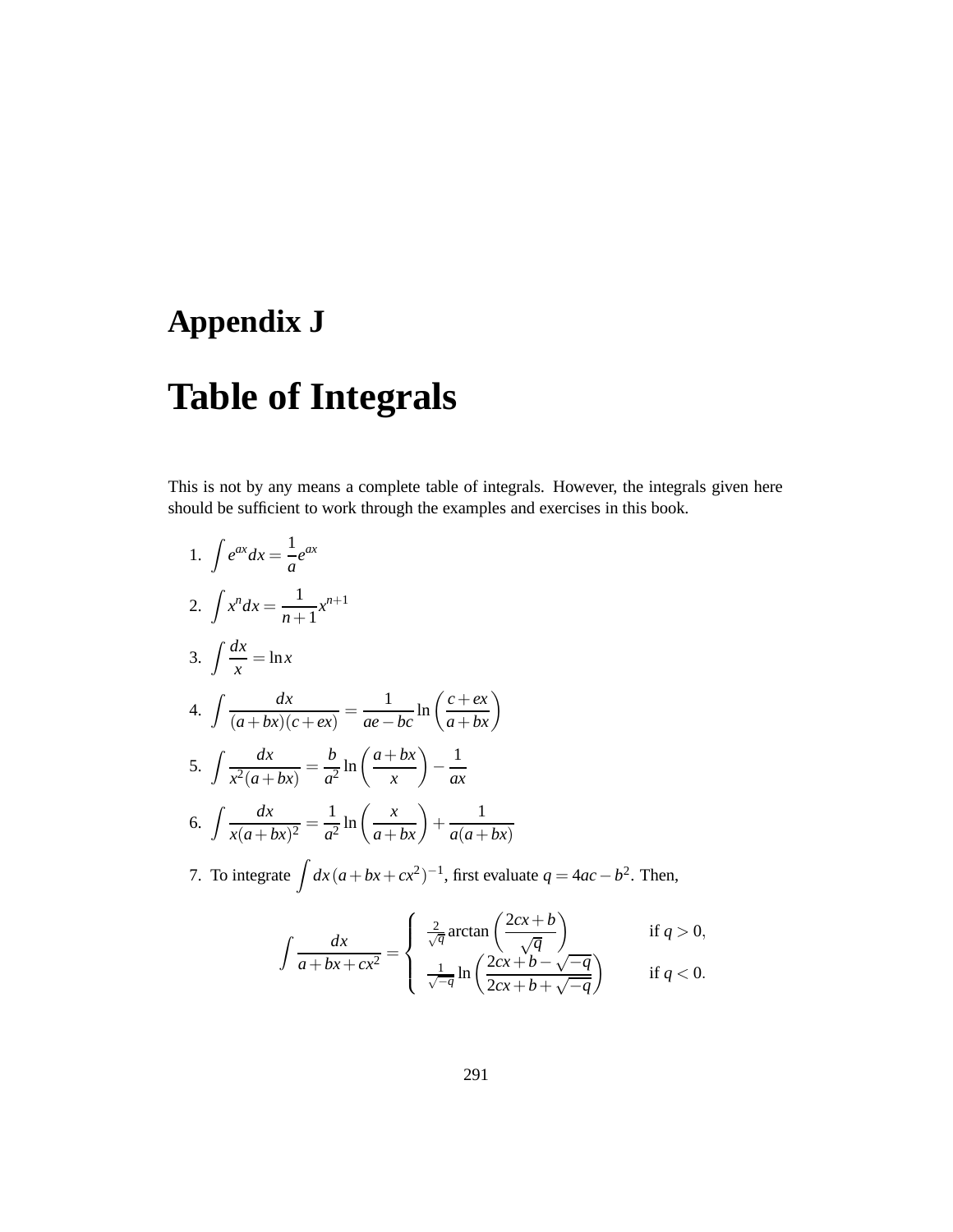# Appendix J

# Table of Integrals

This is not by any means a complete table of integrals. However, the integrals given here should be sufficient to work through the examples and exercises in this book.

1. $\int e^{ax} dx = \frac{1}{a} e^{ax}$

2. $\int x^n dx = \frac{1}{n+1} x^{n+1}$

3. $\int \frac{dx}{x} = \ln x$

4. $\int \frac{dx}{(a+bx)(c+ex)} = \frac{1}{ae-bc} \ln\left(\frac{c+ex}{a+bx}\right)$

5. $\int \frac{dx}{x^2(a+bx)} = \frac{b}{a^2} \ln\left(\frac{a+bx}{x}\right) - \frac{1}{ax}$

6. $\int \frac{dx}{x(a+bx)^2} = \frac{1}{a^2} \ln\left(\frac{x}{a+bx}\right) + \frac{1}{a(a+bx)}$

7. To integrate $\int dx\,(a+bx+cx^2)^{-1}$, first evaluate $q = 4ac - b^2$. Then,

$$\int \frac{dx}{a+bx+cx^2} = \begin{cases} \frac{2}{\sqrt{q}} \arctan\left(\frac{2cx+b}{\sqrt{q}}\right) & \text{if } q > 0, \\ \frac{1}{\sqrt{-q}} \ln\left(\frac{2cx+b-\sqrt{-q}}{2cx+b+\sqrt{-q}}\right) & \text{if } q < 0. \end{cases}$$